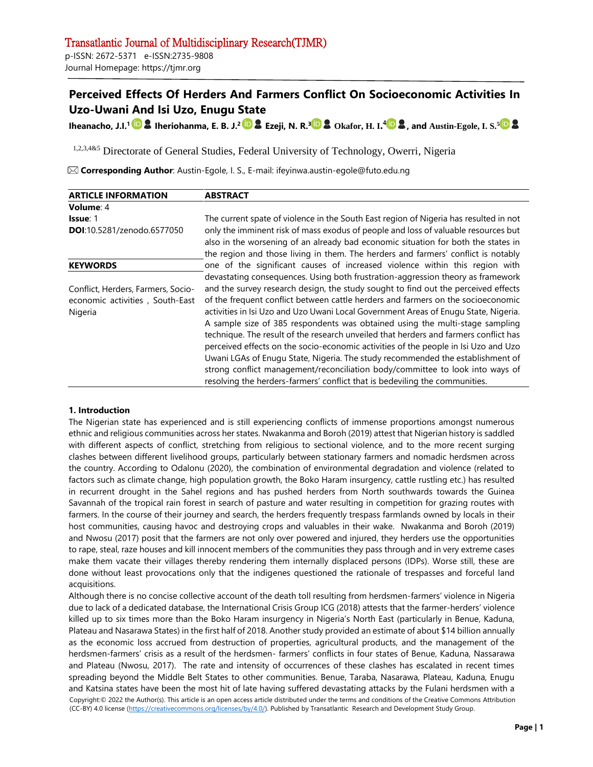Transatlantic Journal of Multidisciplinary Research(TJMR)
p-ISSN: 2672-5371 e-ISSN:2735-9808
Journal Homepage: https://tjmr.org

# Perceived Effects Of Herders And Farmers Conflict On Socioeconomic Activities In Uzo-Uwani And Isi Uzo, Enugu State

**Iheanacho, J.I.**[1] **Iheriohanma, E. B. J.**[2] **Ezeji, N. R.**[3] **Okafor, H. I.**[4], **and Austin-Egole, I. S.**[5]

[1,2,3,4&5] Directorate of General Studies, Federal University of Technology, Owerri, Nigeria

**Corresponding Author**: Austin-Egole, I. S., E-mail: ifeyinwa.austin-egole@futo.edu.ng

| ARTICLE INFORMATION | ABSTRACT |
|---|---|
| **Volume**: 4<br>**Issue**: 1<br>**DOI**:10.5281/zenodo.6577050<br><br>**KEYWORDS**<br><br>Conflict, Herders, Farmers, Socio-economic activities , South-East Nigeria | The current spate of violence in the South East region of Nigeria has resulted in not only the imminent risk of mass exodus of people and loss of valuable resources but also in the worsening of an already bad economic situation for both the states in the region and those living in them. The herders and farmers' conflict is notably one of the significant causes of increased violence within this region with devastating consequences. Using both frustration-aggression theory as framework and the survey research design, the study sought to find out the perceived effects of the frequent conflict between cattle herders and farmers on the socioeconomic activities in Isi Uzo and Uzo Uwani Local Government Areas of Enugu State, Nigeria. A sample size of 385 respondents was obtained using the multi-stage sampling technique. The result of the research unveiled that herders and farmers conflict has perceived effects on the socio-economic activities of the people in Isi Uzo and Uzo Uwani LGAs of Enugu State, Nigeria. The study recommended the establishment of strong conflict management/reconciliation body/committee to look into ways of resolving the herders-farmers' conflict that is bedeviling the communities. |

## 1. Introduction

The Nigerian state has experienced and is still experiencing conflicts of immense proportions amongst numerous ethnic and religious communities across her states. Nwakanma and Boroh (2019) attest that Nigerian history is saddled with different aspects of conflict, stretching from religious to sectional violence, and to the more recent surging clashes between different livelihood groups, particularly between stationary farmers and nomadic herdsmen across the country. According to Odalonu (2020), the combination of environmental degradation and violence (related to factors such as climate change, high population growth, the Boko Haram insurgency, cattle rustling etc.) has resulted in recurrent drought in the Sahel regions and has pushed herders from North southwards towards the Guinea Savannah of the tropical rain forest in search of pasture and water resulting in competition for grazing routes with farmers. In the course of their journey and search, the herders frequently trespass farmlands owned by locals in their host communities, causing havoc and destroying crops and valuables in their wake. Nwakanma and Boroh (2019) and Nwosu (2017) posit that the farmers are not only over powered and injured, they herders use the opportunities to rape, steal, raze houses and kill innocent members of the communities they pass through and in very extreme cases make them vacate their villages thereby rendering them internally displaced persons (IDPs). Worse still, these are done without least provocations only that the indigenes questioned the rationale of trespasses and forceful land acquisitions.

Although there is no concise collective account of the death toll resulting from herdsmen-farmers' violence in Nigeria due to lack of a dedicated database, the International Crisis Group ICG (2018) attests that the farmer-herders' violence killed up to six times more than the Boko Haram insurgency in Nigeria's North East (particularly in Benue, Kaduna, Plateau and Nasarawa States) in the first half of 2018. Another study provided an estimate of about $14 billion annually as the economic loss accrued from destruction of properties, agricultural products, and the management of the herdsmen-farmers' crisis as a result of the herdsmen- farmers' conflicts in four states of Benue, Kaduna, Nassarawa and Plateau (Nwosu, 2017). The rate and intensity of occurrences of these clashes has escalated in recent times spreading beyond the Middle Belt States to other communities. Benue, Taraba, Nasarawa, Plateau, Kaduna, Enugu and Katsina states have been the most hit of late having suffered devastating attacks by the Fulani herdsmen with a

Copyright:© 2022 the Author(s). This article is an open access article distributed under the terms and conditions of the Creative Commons Attribution (CC-BY) 4.0 license (https://creativecommons.org/licenses/by/4.0/). Published by Transatlantic Research and Development Study Group.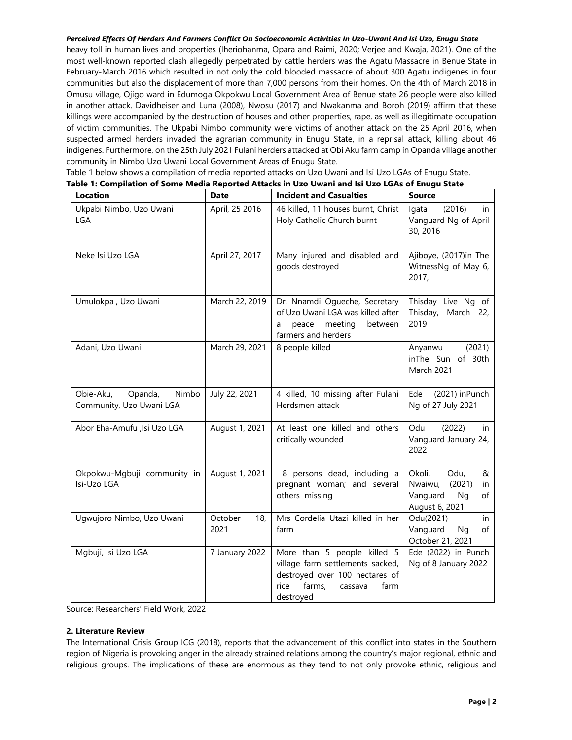heavy toll in human lives and properties (Iheriohanma, Opara and Raimi, 2020; Verjee and Kwaja, 2021). One of the most well-known reported clash allegedly perpetrated by cattle herders was the Agatu Massacre in Benue State in February-March 2016 which resulted in not only the cold blooded massacre of about 300 Agatu indigenes in four communities but also the displacement of more than 7,000 persons from their homes. On the 4th of March 2018 in Omusu village, Ojigo ward in Edumoga Okpokwu Local Government Area of Benue state 26 people were also killed in another attack. Davidheiser and Luna (2008), Nwosu (2017) and Nwakanma and Boroh (2019) affirm that these killings were accompanied by the destruction of houses and other properties, rape, as well as illegitimate occupation of victim communities. The Ukpabi Nimbo community were victims of another attack on the 25 April 2016, when suspected armed herders invaded the agrarian community in Enugu State, in a reprisal attack, killing about 46 indigenes. Furthermore, on the 25th July 2021 Fulani herders attacked at Obi Aku farm camp in Opanda village another community in Nimbo Uzo Uwani Local Government Areas of Enugu State.

Table 1 below shows a compilation of media reported attacks on Uzo Uwani and Isi Uzo LGAs of Enugu State.

**Table 1: Compilation of Some Media Reported Attacks in Uzo Uwani and Isi Uzo LGAs of Enugu State**

| Location | Date | Incident and Casualties | Source |
|---|---|---|---|
| Ukpabi Nimbo, Uzo Uwani LGA | April, 25 2016 | 46 killed, 11 houses burnt, Christ Holy Catholic Church burnt | Igata (2016) in Vanguard Ng of April 30, 2016 |
| Neke Isi Uzo LGA | April 27, 2017 | Many injured and disabled and goods destroyed | Ajiboye, (2017)in The WitnessNg of May 6, 2017, |
| Umulokpa , Uzo Uwani | March 22, 2019 | Dr. Nnamdi Ogueche, Secretary of Uzo Uwani LGA was killed after a peace meeting between farmers and herders | Thisday Live Ng of Thisday, March 22, 2019 |
| Adani, Uzo Uwani | March 29, 2021 | 8 people killed | Anyanwu (2021) inThe Sun of 30th March 2021 |
| Obie-Aku, Opanda, Nimbo Community, Uzo Uwani LGA | July 22, 2021 | 4 killed, 10 missing after Fulani Herdsmen attack | Ede (2021) inPunch Ng of 27 July 2021 |
| Abor Eha-Amufu ,Isi Uzo LGA | August 1, 2021 | At least one killed and others critically wounded | Odu (2022) in Vanguard January 24, 2022 |
| Okpokwu-Mgbuji community in Isi-Uzo LGA | August 1, 2021 | 8 persons dead, including a pregnant woman; and several others missing | Okoli, Odu, & Nwaiwu, (2021) in Vanguard Ng of August 6, 2021 |
| Ugwujoro Nimbo, Uzo Uwani | October 18, 2021 | Mrs Cordelia Utazi killed in her farm | Odu(2021) in Vanguard Ng of October 21, 2021 |
| Mgbuji, Isi Uzo LGA | 7 January 2022 | More than 5 people killed 5 village farm settlements sacked, destroyed over 100 hectares of rice farms, cassava farm destroyed | Ede (2022) in Punch Ng of 8 January 2022 |

Source: Researchers' Field Work, 2022

## 2. Literature Review

The International Crisis Group ICG (2018), reports that the advancement of this conflict into states in the Southern region of Nigeria is provoking anger in the already strained relations among the country's major regional, ethnic and religious groups. The implications of these are enormous as they tend to not only provoke ethnic, religious and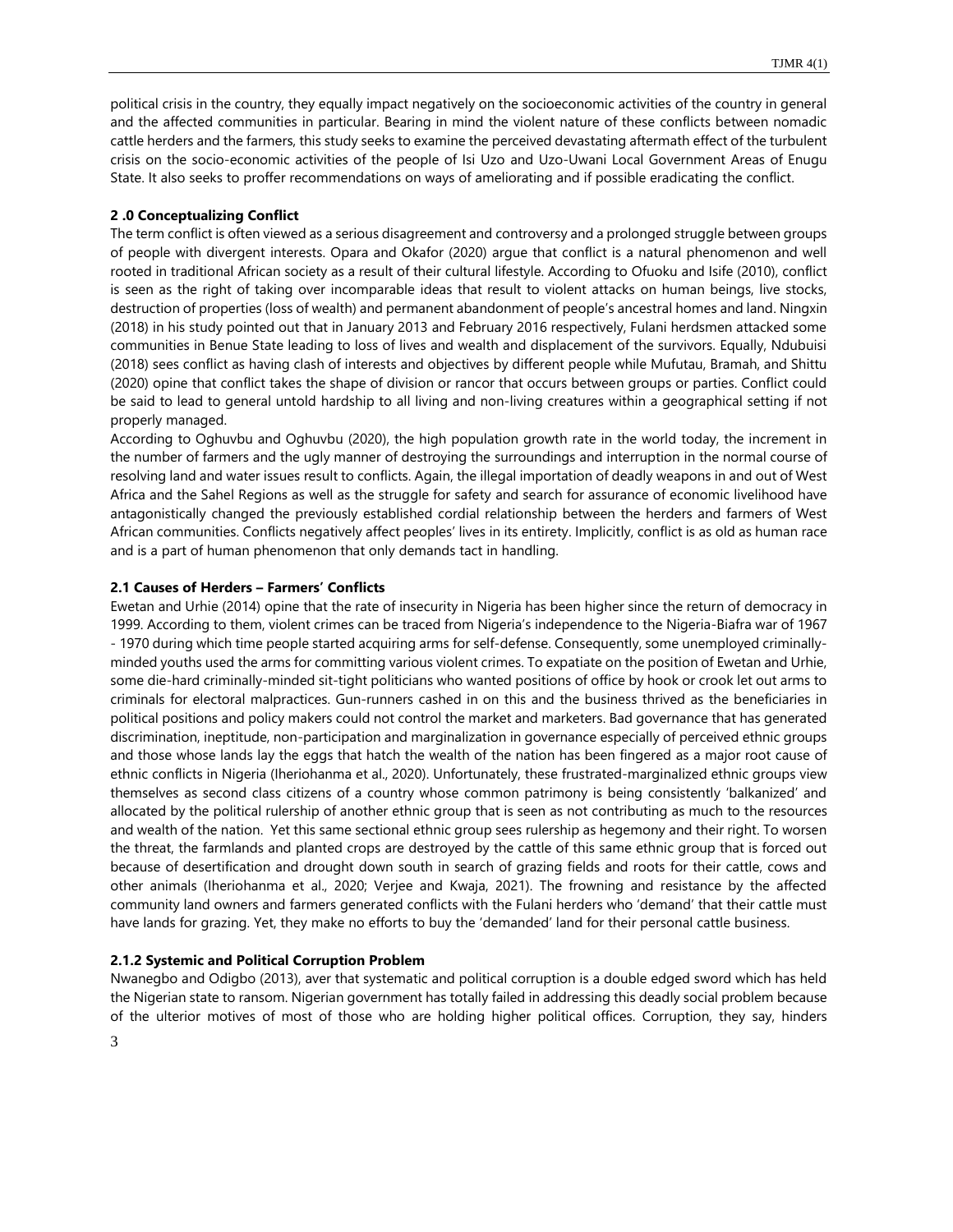political crisis in the country, they equally impact negatively on the socioeconomic activities of the country in general and the affected communities in particular. Bearing in mind the violent nature of these conflicts between nomadic cattle herders and the farmers, this study seeks to examine the perceived devastating aftermath effect of the turbulent crisis on the socio-economic activities of the people of Isi Uzo and Uzo-Uwani Local Government Areas of Enugu State. It also seeks to proffer recommendations on ways of ameliorating and if possible eradicating the conflict.

## 2 .0 Conceptualizing Conflict

The term conflict is often viewed as a serious disagreement and controversy and a prolonged struggle between groups of people with divergent interests. Opara and Okafor (2020) argue that conflict is a natural phenomenon and well rooted in traditional African society as a result of their cultural lifestyle. According to Ofuoku and Isife (2010), conflict is seen as the right of taking over incomparable ideas that result to violent attacks on human beings, live stocks, destruction of properties (loss of wealth) and permanent abandonment of people's ancestral homes and land. Ningxin (2018) in his study pointed out that in January 2013 and February 2016 respectively, Fulani herdsmen attacked some communities in Benue State leading to loss of lives and wealth and displacement of the survivors. Equally, Ndubuisi (2018) sees conflict as having clash of interests and objectives by different people while Mufutau, Bramah, and Shittu (2020) opine that conflict takes the shape of division or rancor that occurs between groups or parties. Conflict could be said to lead to general untold hardship to all living and non-living creatures within a geographical setting if not properly managed.

According to Oghuvbu and Oghuvbu (2020), the high population growth rate in the world today, the increment in the number of farmers and the ugly manner of destroying the surroundings and interruption in the normal course of resolving land and water issues result to conflicts. Again, the illegal importation of deadly weapons in and out of West Africa and the Sahel Regions as well as the struggle for safety and search for assurance of economic livelihood have antagonistically changed the previously established cordial relationship between the herders and farmers of West African communities. Conflicts negatively affect peoples' lives in its entirety. Implicitly, conflict is as old as human race and is a part of human phenomenon that only demands tact in handling.

### 2.1 Causes of Herders – Farmers' Conflicts

Ewetan and Urhie (2014) opine that the rate of insecurity in Nigeria has been higher since the return of democracy in 1999. According to them, violent crimes can be traced from Nigeria's independence to the Nigeria-Biafra war of 1967 - 1970 during which time people started acquiring arms for self-defense. Consequently, some unemployed criminally-minded youths used the arms for committing various violent crimes. To expatiate on the position of Ewetan and Urhie, some die-hard criminally-minded sit-tight politicians who wanted positions of office by hook or crook let out arms to criminals for electoral malpractices. Gun-runners cashed in on this and the business thrived as the beneficiaries in political positions and policy makers could not control the market and marketers. Bad governance that has generated discrimination, ineptitude, non-participation and marginalization in governance especially of perceived ethnic groups and those whose lands lay the eggs that hatch the wealth of the nation has been fingered as a major root cause of ethnic conflicts in Nigeria (Iheriohanma et al., 2020). Unfortunately, these frustrated-marginalized ethnic groups view themselves as second class citizens of a country whose common patrimony is being consistently 'balkanized' and allocated by the political rulership of another ethnic group that is seen as not contributing as much to the resources and wealth of the nation. Yet this same sectional ethnic group sees rulership as hegemony and their right. To worsen the threat, the farmlands and planted crops are destroyed by the cattle of this same ethnic group that is forced out because of desertification and drought down south in search of grazing fields and roots for their cattle, cows and other animals (Iheriohanma et al., 2020; Verjee and Kwaja, 2021). The frowning and resistance by the affected community land owners and farmers generated conflicts with the Fulani herders who 'demand' that their cattle must have lands for grazing. Yet, they make no efforts to buy the 'demanded' land for their personal cattle business.

#### 2.1.2 Systemic and Political Corruption Problem

Nwanegbo and Odigbo (2013), aver that systematic and political corruption is a double edged sword which has held the Nigerian state to ransom. Nigerian government has totally failed in addressing this deadly social problem because of the ulterior motives of most of those who are holding higher political offices. Corruption, they say, hinders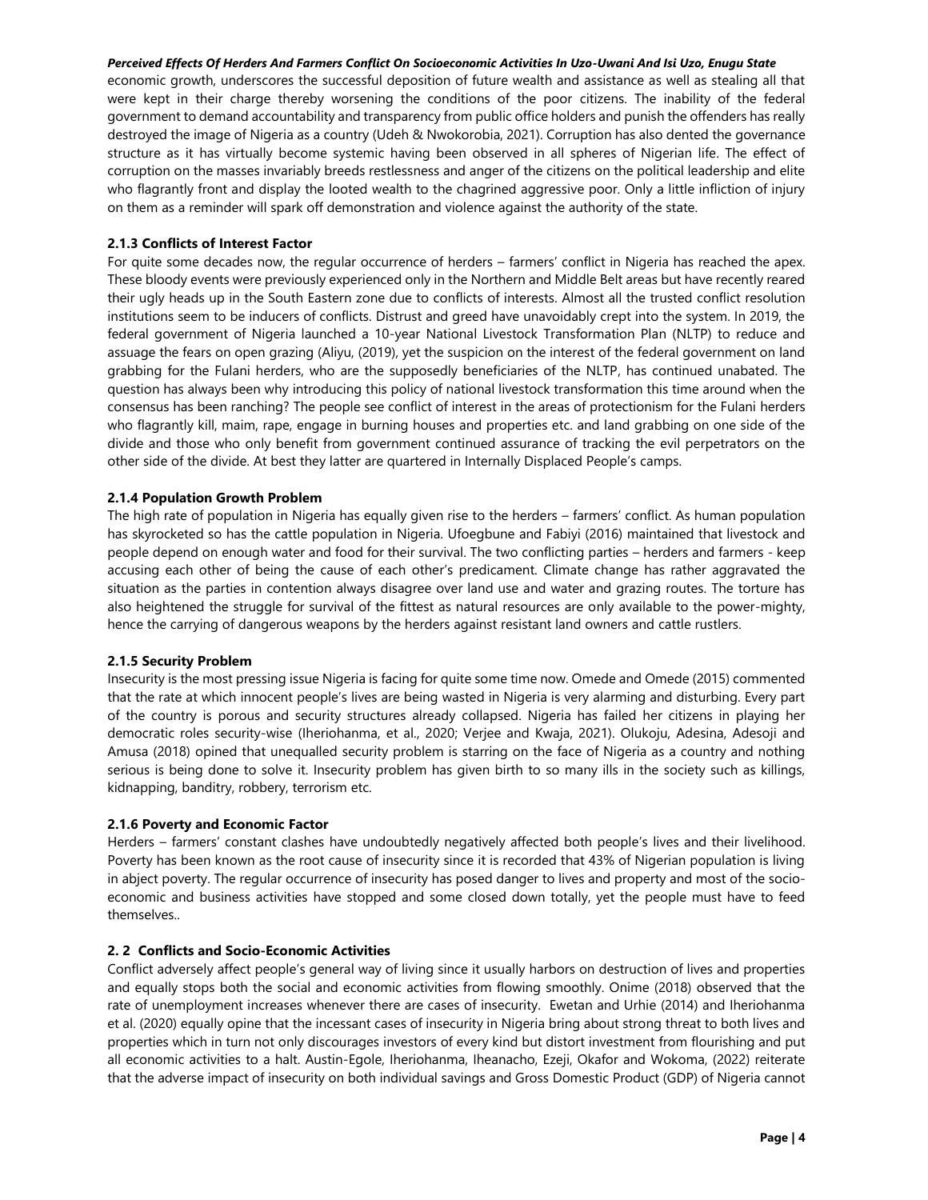economic growth, underscores the successful deposition of future wealth and assistance as well as stealing all that were kept in their charge thereby worsening the conditions of the poor citizens. The inability of the federal government to demand accountability and transparency from public office holders and punish the offenders has really destroyed the image of Nigeria as a country (Udeh & Nwokorobia, 2021). Corruption has also dented the governance structure as it has virtually become systemic having been observed in all spheres of Nigerian life. The effect of corruption on the masses invariably breeds restlessness and anger of the citizens on the political leadership and elite who flagrantly front and display the looted wealth to the chagrined aggressive poor. Only a little infliction of injury on them as a reminder will spark off demonstration and violence against the authority of the state.

### 2.1.3 Conflicts of Interest Factor

For quite some decades now, the regular occurrence of herders – farmers' conflict in Nigeria has reached the apex. These bloody events were previously experienced only in the Northern and Middle Belt areas but have recently reared their ugly heads up in the South Eastern zone due to conflicts of interests. Almost all the trusted conflict resolution institutions seem to be inducers of conflicts. Distrust and greed have unavoidably crept into the system. In 2019, the federal government of Nigeria launched a 10-year National Livestock Transformation Plan (NLTP) to reduce and assuage the fears on open grazing (Aliyu, (2019), yet the suspicion on the interest of the federal government on land grabbing for the Fulani herders, who are the supposedly beneficiaries of the NLTP, has continued unabated. The question has always been why introducing this policy of national livestock transformation this time around when the consensus has been ranching? The people see conflict of interest in the areas of protectionism for the Fulani herders who flagrantly kill, maim, rape, engage in burning houses and properties etc. and land grabbing on one side of the divide and those who only benefit from government continued assurance of tracking the evil perpetrators on the other side of the divide. At best they latter are quartered in Internally Displaced People's camps.

### 2.1.4 Population Growth Problem

The high rate of population in Nigeria has equally given rise to the herders – farmers' conflict. As human population has skyrocketed so has the cattle population in Nigeria. Ufoegbune and Fabiyi (2016) maintained that livestock and people depend on enough water and food for their survival. The two conflicting parties – herders and farmers - keep accusing each other of being the cause of each other's predicament. Climate change has rather aggravated the situation as the parties in contention always disagree over land use and water and grazing routes. The torture has also heightened the struggle for survival of the fittest as natural resources are only available to the power-mighty, hence the carrying of dangerous weapons by the herders against resistant land owners and cattle rustlers.

### 2.1.5 Security Problem

Insecurity is the most pressing issue Nigeria is facing for quite some time now. Omede and Omede (2015) commented that the rate at which innocent people's lives are being wasted in Nigeria is very alarming and disturbing. Every part of the country is porous and security structures already collapsed. Nigeria has failed her citizens in playing her democratic roles security-wise (Iheriohanma, et al., 2020; Verjee and Kwaja, 2021). Olukoju, Adesina, Adesoji and Amusa (2018) opined that unequalled security problem is starring on the face of Nigeria as a country and nothing serious is being done to solve it. Insecurity problem has given birth to so many ills in the society such as killings, kidnapping, banditry, robbery, terrorism etc.

### 2.1.6 Poverty and Economic Factor

Herders – farmers' constant clashes have undoubtedly negatively affected both people's lives and their livelihood. Poverty has been known as the root cause of insecurity since it is recorded that 43% of Nigerian population is living in abject poverty. The regular occurrence of insecurity has posed danger to lives and property and most of the socio-economic and business activities have stopped and some closed down totally, yet the people must have to feed themselves..

## 2. 2 Conflicts and Socio-Economic Activities

Conflict adversely affect people's general way of living since it usually harbors on destruction of lives and properties and equally stops both the social and economic activities from flowing smoothly. Onime (2018) observed that the rate of unemployment increases whenever there are cases of insecurity. Ewetan and Urhie (2014) and Iheriohanma et al. (2020) equally opine that the incessant cases of insecurity in Nigeria bring about strong threat to both lives and properties which in turn not only discourages investors of every kind but distort investment from flourishing and put all economic activities to a halt. Austin-Egole, Iheriohanma, Iheanacho, Ezeji, Okafor and Wokoma, (2022) reiterate that the adverse impact of insecurity on both individual savings and Gross Domestic Product (GDP) of Nigeria cannot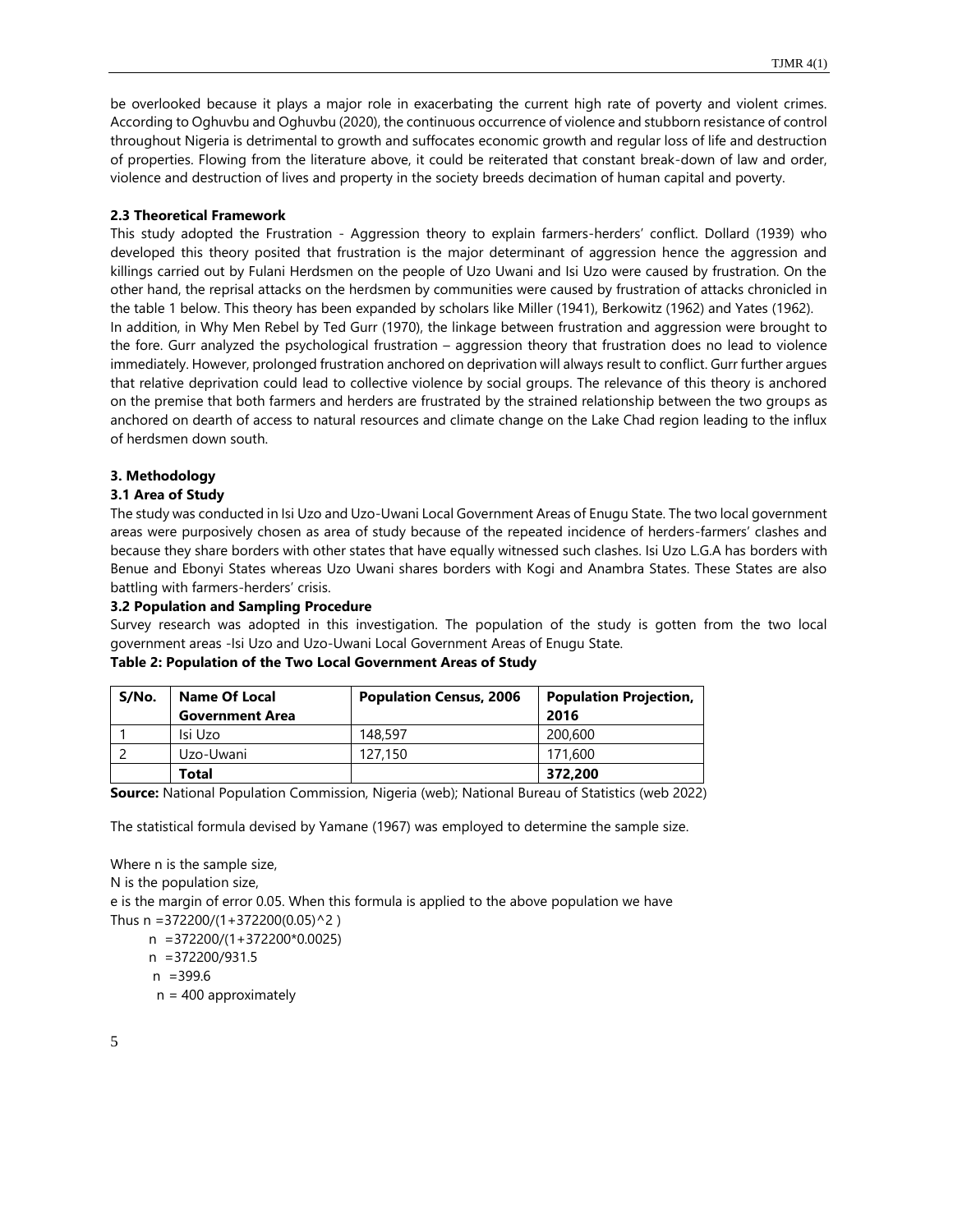be overlooked because it plays a major role in exacerbating the current high rate of poverty and violent crimes. According to Oghuvbu and Oghuvbu (2020), the continuous occurrence of violence and stubborn resistance of control throughout Nigeria is detrimental to growth and suffocates economic growth and regular loss of life and destruction of properties. Flowing from the literature above, it could be reiterated that constant break-down of law and order, violence and destruction of lives and property in the society breeds decimation of human capital and poverty.

### 2.3 Theoretical Framework

This study adopted the Frustration - Aggression theory to explain farmers-herders' conflict. Dollard (1939) who developed this theory posited that frustration is the major determinant of aggression hence the aggression and killings carried out by Fulani Herdsmen on the people of Uzo Uwani and Isi Uzo were caused by frustration. On the other hand, the reprisal attacks on the herdsmen by communities were caused by frustration of attacks chronicled in the table 1 below. This theory has been expanded by scholars like Miller (1941), Berkowitz (1962) and Yates (1962).

In addition, in Why Men Rebel by Ted Gurr (1970), the linkage between frustration and aggression were brought to the fore. Gurr analyzed the psychological frustration – aggression theory that frustration does no lead to violence immediately. However, prolonged frustration anchored on deprivation will always result to conflict. Gurr further argues that relative deprivation could lead to collective violence by social groups. The relevance of this theory is anchored on the premise that both farmers and herders are frustrated by the strained relationship between the two groups as anchored on dearth of access to natural resources and climate change on the Lake Chad region leading to the influx of herdsmen down south.

## 3. Methodology

### 3.1 Area of Study

The study was conducted in Isi Uzo and Uzo-Uwani Local Government Areas of Enugu State. The two local government areas were purposively chosen as area of study because of the repeated incidence of herders-farmers' clashes and because they share borders with other states that have equally witnessed such clashes. Isi Uzo L.G.A has borders with Benue and Ebonyi States whereas Uzo Uwani shares borders with Kogi and Anambra States. These States are also battling with farmers-herders' crisis.

### 3.2 Population and Sampling Procedure

Survey research was adopted in this investigation. The population of the study is gotten from the two local government areas -Isi Uzo and Uzo-Uwani Local Government Areas of Enugu State.

**Table 2: Population of the Two Local Government Areas of Study**

| S/No. | Name Of Local Government Area | Population Census, 2006 | Population Projection, 2016 |
|---|---|---|---|
| 1 | Isi Uzo | 148,597 | 200,600 |
| 2 | Uzo-Uwani | 127,150 | 171,600 |
| | **Total** | | **372,200** |

**Source:** National Population Commission, Nigeria (web); National Bureau of Statistics (web 2022)

The statistical formula devised by Yamane (1967) was employed to determine the sample size.

Where n is the sample size,

N is the population size,

e is the margin of error 0.05. When this formula is applied to the above population we have

Thus $n = 372200/(1+372200(0.05)^2)$

$n = 372200/(1+372200*0.0025)$

$n = 372200/931.5$

$n = 399.6$

$n = 400$ approximately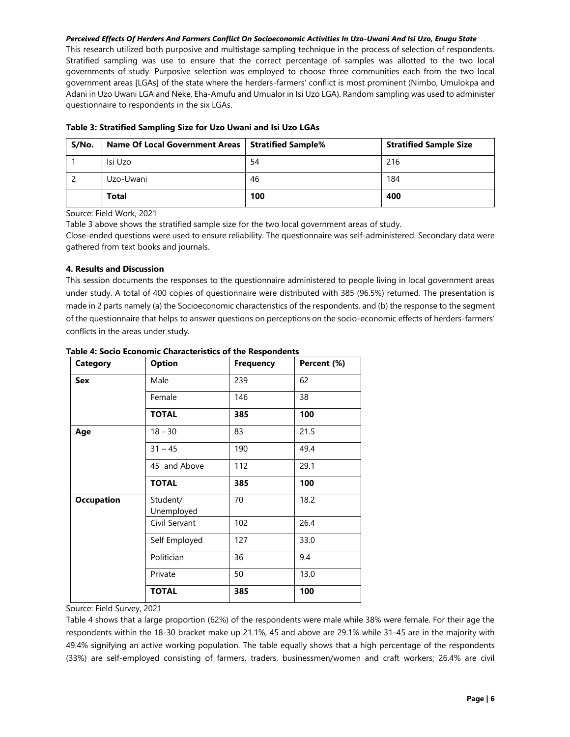This research utilized both purposive and multistage sampling technique in the process of selection of respondents. Stratified sampling was use to ensure that the correct percentage of samples was allotted to the two local governments of study. Purposive selection was employed to choose three communities each from the two local government areas [LGAs] of the state where the herders-farmers' conflict is most prominent (Nimbo, Umulokpa and Adani in Uzo Uwani LGA and Neke, Eha-Amufu and Umualor in Isi Uzo LGA). Random sampling was used to administer questionnaire to respondents in the six LGAs.

**Table 3: Stratified Sampling Size for Uzo Uwani and Isi Uzo LGAs**

| S/No. | Name Of Local Government Areas | Stratified Sample% | Stratified Sample Size |
|---|---|---|---|
| 1 | Isi Uzo | 54 | 216 |
| 2 | Uzo-Uwani | 46 | 184 |
| | **Total** | **100** | **400** |

Source: Field Work, 2021

Table 3 above shows the stratified sample size for the two local government areas of study.

Close-ended questions were used to ensure reliability. The questionnaire was self-administered. Secondary data were gathered from text books and journals.

### 4. Results and Discussion

This session documents the responses to the questionnaire administered to people living in local government areas under study. A total of 400 copies of questionnaire were distributed with 385 (96.5%) returned. The presentation is made in 2 parts namely (a) the Socioeconomic characteristics of the respondents, and (b) the response to the segment of the questionnaire that helps to answer questions on perceptions on the socio-economic effects of herders-farmers' conflicts in the areas under study.

**Table 4: Socio Economic Characteristics of the Respondents**

| Category | Option | Frequency | Percent (%) |
|---|---|---|---|
| **Sex** | Male | 239 | 62 |
| | Female | 146 | 38 |
| | **TOTAL** | **385** | **100** |
| **Age** | 18 - 30 | 83 | 21.5 |
| | 31 – 45 | 190 | 49.4 |
| | 45 and Above | 112 | 29.1 |
| | **TOTAL** | **385** | **100** |
| **Occupation** | Student/ Unemployed | 70 | 18.2 |
| | Civil Servant | 102 | 26.4 |
| | Self Employed | 127 | 33.0 |
| | Politician | 36 | 9.4 |
| | Private | 50 | 13.0 |
| | **TOTAL** | **385** | **100** |

Source: Field Survey, 2021

Table 4 shows that a large proportion (62%) of the respondents were male while 38% were female. For their age the respondents within the 18-30 bracket make up 21.1%, 45 and above are 29.1% while 31-45 are in the majority with 49.4% signifying an active working population. The table equally shows that a high percentage of the respondents (33%) are self-employed consisting of farmers, traders, businessmen/women and craft workers; 26.4% are civil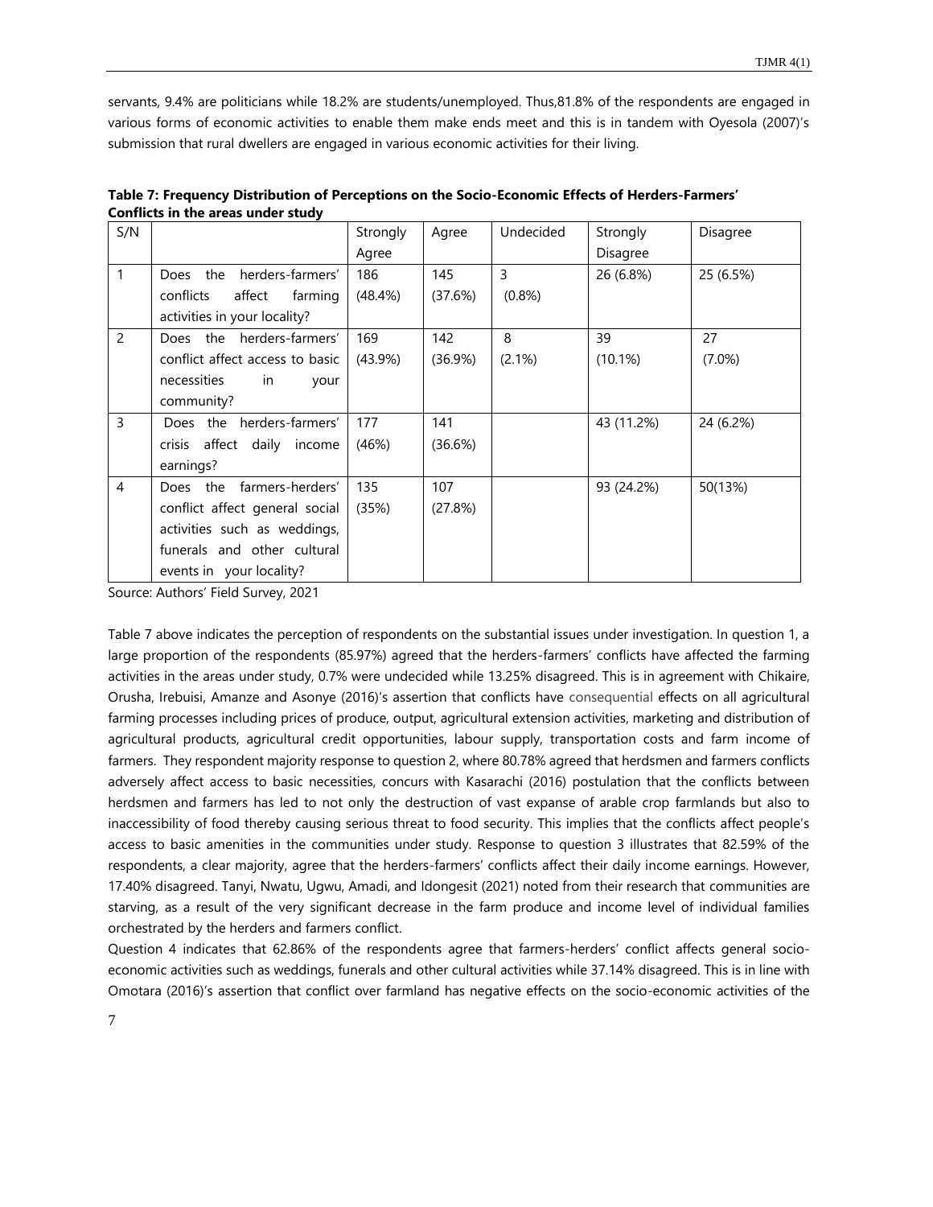servants, 9.4% are politicians while 18.2% are students/unemployed. Thus,81.8% of the respondents are engaged in various forms of economic activities to enable them make ends meet and this is in tandem with Oyesola (2007)'s submission that rural dwellers are engaged in various economic activities for their living.

**Table 7: Frequency Distribution of Perceptions on the Socio-Economic Effects of Herders-Farmers' Conflicts in the areas under study**

| S/N | | Strongly Agree | Agree | Undecided | Strongly Disagree | Disagree |
|---|---|---|---|---|---|---|
| 1 | Does the herders-farmers' conflicts affect farming activities in your locality? | 186 (48.4%) | 145 (37.6%) | 3 (0.8%) | 26 (6.8%) | 25 (6.5%) |
| 2 | Does the herders-farmers' conflict affect access to basic necessities in your community? | 169 (43.9%) | 142 (36.9%) | 8 (2.1%) | 39 (10.1%) | 27 (7.0%) |
| 3 | Does the herders-farmers' crisis affect daily income earnings? | 177 (46%) | 141 (36.6%) | | 43 (11.2%) | 24 (6.2%) |
| 4 | Does the farmers-herders' conflict affect general social activities such as weddings, funerals and other cultural events in your locality? | 135 (35%) | 107 (27.8%) | | 93 (24.2%) | 50(13%) |

Source: Authors' Field Survey, 2021

Table 7 above indicates the perception of respondents on the substantial issues under investigation. In question 1, a large proportion of the respondents (85.97%) agreed that the herders-farmers' conflicts have affected the farming activities in the areas under study, 0.7% were undecided while 13.25% disagreed. This is in agreement with Chikaire, Orusha, Irebuisi, Amanze and Asonye (2016)'s assertion that conflicts have consequential effects on all agricultural farming processes including prices of produce, output, agricultural extension activities, marketing and distribution of agricultural products, agricultural credit opportunities, labour supply, transportation costs and farm income of farmers. They respondent majority response to question 2, where 80.78% agreed that herdsmen and farmers conflicts adversely affect access to basic necessities, concurs with Kasarachi (2016) postulation that the conflicts between herdsmen and farmers has led to not only the destruction of vast expanse of arable crop farmlands but also to inaccessibility of food thereby causing serious threat to food security. This implies that the conflicts affect people's access to basic amenities in the communities under study. Response to question 3 illustrates that 82.59% of the respondents, a clear majority, agree that the herders-farmers' conflicts affect their daily income earnings. However, 17.40% disagreed. Tanyi, Nwatu, Ugwu, Amadi, and Idongesit (2021) noted from their research that communities are starving, as a result of the very significant decrease in the farm produce and income level of individual families orchestrated by the herders and farmers conflict.

Question 4 indicates that 62.86% of the respondents agree that farmers-herders' conflict affects general socio-economic activities such as weddings, funerals and other cultural activities while 37.14% disagreed. This is in line with Omotara (2016)'s assertion that conflict over farmland has negative effects on the socio-economic activities of the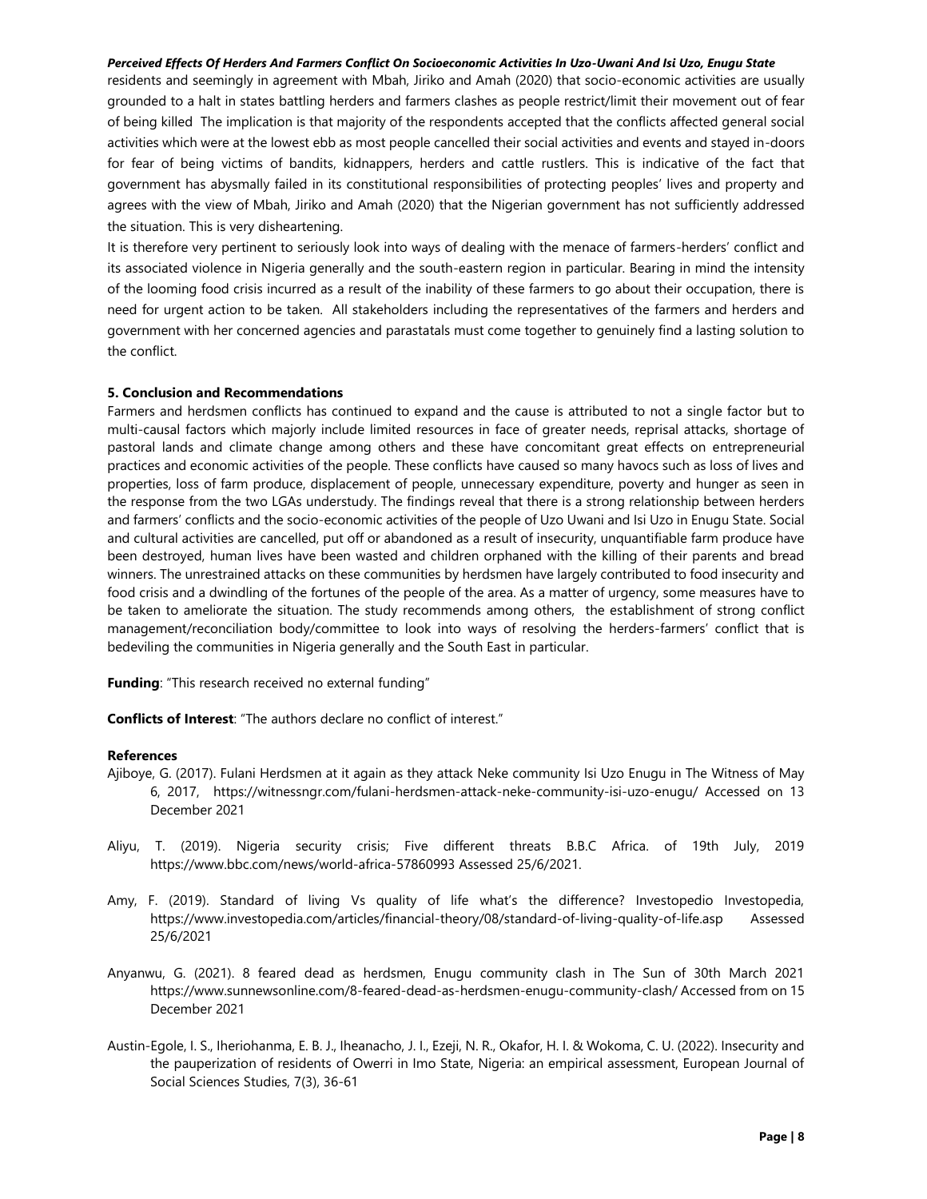residents and seemingly in agreement with Mbah, Jiriko and Amah (2020) that socio-economic activities are usually grounded to a halt in states battling herders and farmers clashes as people restrict/limit their movement out of fear of being killed The implication is that majority of the respondents accepted that the conflicts affected general social activities which were at the lowest ebb as most people cancelled their social activities and events and stayed in-doors for fear of being victims of bandits, kidnappers, herders and cattle rustlers. This is indicative of the fact that government has abysmally failed in its constitutional responsibilities of protecting peoples' lives and property and agrees with the view of Mbah, Jiriko and Amah (2020) that the Nigerian government has not sufficiently addressed the situation. This is very disheartening.

It is therefore very pertinent to seriously look into ways of dealing with the menace of farmers-herders' conflict and its associated violence in Nigeria generally and the south-eastern region in particular. Bearing in mind the intensity of the looming food crisis incurred as a result of the inability of these farmers to go about their occupation, there is need for urgent action to be taken. All stakeholders including the representatives of the farmers and herders and government with her concerned agencies and parastatals must come together to genuinely find a lasting solution to the conflict.

## 5. Conclusion and Recommendations

Farmers and herdsmen conflicts has continued to expand and the cause is attributed to not a single factor but to multi-causal factors which majorly include limited resources in face of greater needs, reprisal attacks, shortage of pastoral lands and climate change among others and these have concomitant great effects on entrepreneurial practices and economic activities of the people. These conflicts have caused so many havocs such as loss of lives and properties, loss of farm produce, displacement of people, unnecessary expenditure, poverty and hunger as seen in the response from the two LGAs understudy. The findings reveal that there is a strong relationship between herders and farmers' conflicts and the socio-economic activities of the people of Uzo Uwani and Isi Uzo in Enugu State. Social and cultural activities are cancelled, put off or abandoned as a result of insecurity, unquantifiable farm produce have been destroyed, human lives have been wasted and children orphaned with the killing of their parents and bread winners. The unrestrained attacks on these communities by herdsmen have largely contributed to food insecurity and food crisis and a dwindling of the fortunes of the people of the area. As a matter of urgency, some measures have to be taken to ameliorate the situation. The study recommends among others, the establishment of strong conflict management/reconciliation body/committee to look into ways of resolving the herders-farmers' conflict that is bedeviling the communities in Nigeria generally and the South East in particular.

**Funding**: "This research received no external funding"

**Conflicts of Interest**: "The authors declare no conflict of interest."

## References

Ajiboye, G. (2017). Fulani Herdsmen at it again as they attack Neke community Isi Uzo Enugu in The Witness of May 6, 2017, https://witnessngr.com/fulani-herdsmen-attack-neke-community-isi-uzo-enugu/ Accessed on 13 December 2021

Aliyu, T. (2019). Nigeria security crisis; Five different threats B.B.C Africa. of 19th July, 2019 https://www.bbc.com/news/world-africa-57860993 Assessed 25/6/2021.

Amy, F. (2019). Standard of living Vs quality of life what's the difference? Investopedio Investopedia, https://www.investopedia.com/articles/financial-theory/08/standard-of-living-quality-of-life.asp Assessed 25/6/2021

Anyanwu, G. (2021). 8 feared dead as herdsmen, Enugu community clash in The Sun of 30th March 2021 https://www.sunnewsonline.com/8-feared-dead-as-herdsmen-enugu-community-clash/ Accessed from on 15 December 2021

Austin-Egole, I. S., Iheriohanma, E. B. J., Iheanacho, J. I., Ezeji, N. R., Okafor, H. I. & Wokoma, C. U. (2022). Insecurity and the pauperization of residents of Owerri in Imo State, Nigeria: an empirical assessment, European Journal of Social Sciences Studies, 7(3), 36-61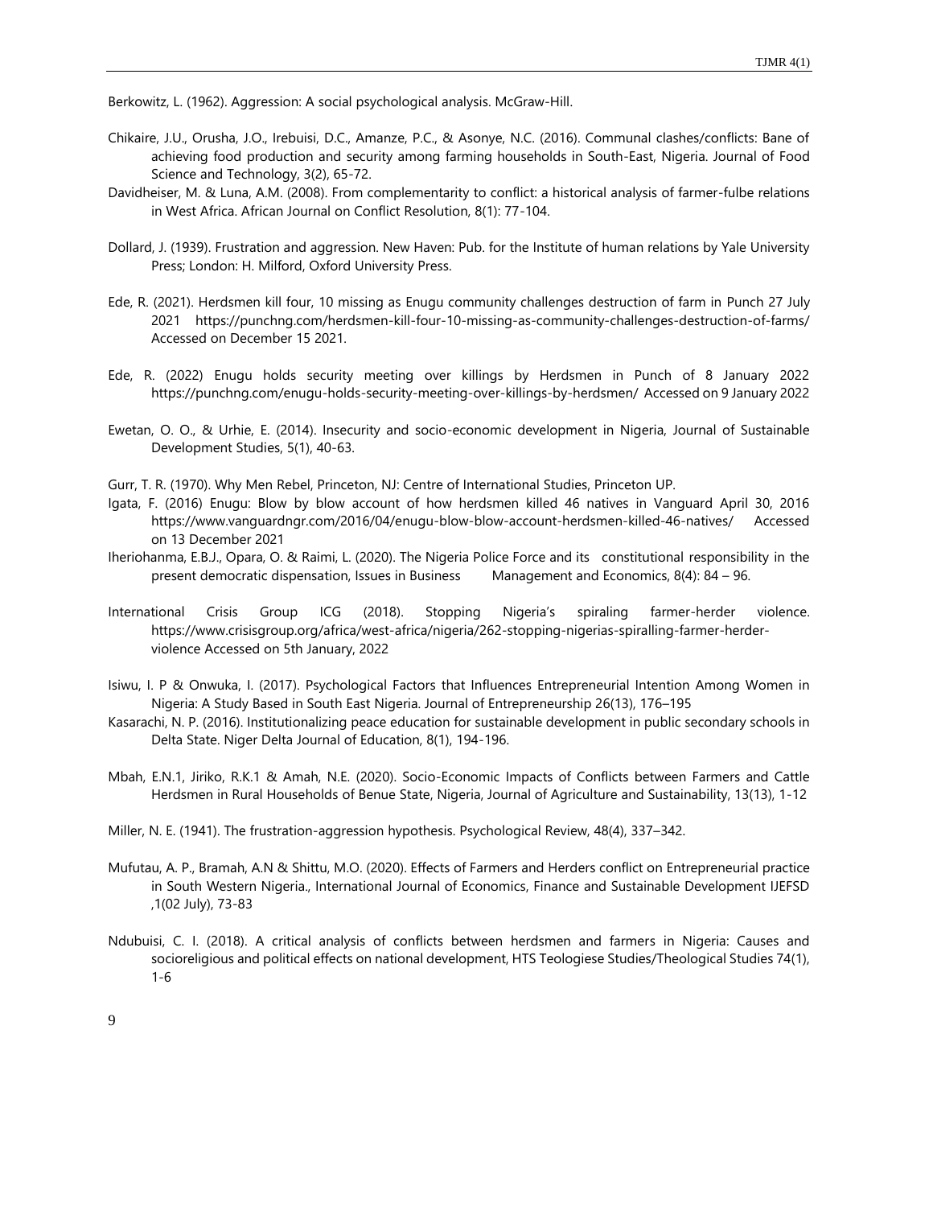Berkowitz, L. (1962). Aggression: A social psychological analysis. McGraw-Hill.

Chikaire, J.U., Orusha, J.O., Irebuisi, D.C., Amanze, P.C., & Asonye, N.C. (2016). Communal clashes/conflicts: Bane of achieving food production and security among farming households in South-East, Nigeria. Journal of Food Science and Technology, 3(2), 65-72.

Davidheiser, M. & Luna, A.M. (2008). From complementarity to conflict: a historical analysis of farmer-fulbe relations in West Africa. African Journal on Conflict Resolution, 8(1): 77-104.

Dollard, J. (1939). Frustration and aggression. New Haven: Pub. for the Institute of human relations by Yale University Press; London: H. Milford, Oxford University Press.

Ede, R. (2021). Herdsmen kill four, 10 missing as Enugu community challenges destruction of farm in Punch 27 July 2021 https://punchng.com/herdsmen-kill-four-10-missing-as-community-challenges-destruction-of-farms/ Accessed on December 15 2021.

Ede, R. (2022) Enugu holds security meeting over killings by Herdsmen in Punch of 8 January 2022 https://punchng.com/enugu-holds-security-meeting-over-killings-by-herdsmen/ Accessed on 9 January 2022

Ewetan, O. O., & Urhie, E. (2014). Insecurity and socio-economic development in Nigeria, Journal of Sustainable Development Studies, 5(1), 40-63.

Gurr, T. R. (1970). Why Men Rebel, Princeton, NJ: Centre of International Studies, Princeton UP.

Igata, F. (2016) Enugu: Blow by blow account of how herdsmen killed 46 natives in Vanguard April 30, 2016 https://www.vanguardngr.com/2016/04/enugu-blow-blow-account-herdsmen-killed-46-natives/ Accessed on 13 December 2021

Iheriohanma, E.B.J., Opara, O. & Raimi, L. (2020). The Nigeria Police Force and its constitutional responsibility in the present democratic dispensation, Issues in Business Management and Economics, 8(4): 84 – 96.

International Crisis Group ICG (2018). Stopping Nigeria's spiraling farmer-herder violence. https://www.crisisgroup.org/africa/west-africa/nigeria/262-stopping-nigerias-spiralling-farmer-herder-violence Accessed on 5th January, 2022

Isiwu, I. P & Onwuka, I. (2017). Psychological Factors that Influences Entrepreneurial Intention Among Women in Nigeria: A Study Based in South East Nigeria. Journal of Entrepreneurship 26(13), 176–195

Kasarachi, N. P. (2016). Institutionalizing peace education for sustainable development in public secondary schools in Delta State. Niger Delta Journal of Education, 8(1), 194-196.

Mbah, E.N.1, Jiriko, R.K.1 & Amah, N.E. (2020). Socio-Economic Impacts of Conflicts between Farmers and Cattle Herdsmen in Rural Households of Benue State, Nigeria, Journal of Agriculture and Sustainability, 13(13), 1-12

Miller, N. E. (1941). The frustration-aggression hypothesis. Psychological Review, 48(4), 337–342.

Mufutau, A. P., Bramah, A.N & Shittu, M.O. (2020). Effects of Farmers and Herders conflict on Entrepreneurial practice in South Western Nigeria., International Journal of Economics, Finance and Sustainable Development IJEFSD ,1(02 July), 73-83

Ndubuisi, C. I. (2018). A critical analysis of conflicts between herdsmen and farmers in Nigeria: Causes and socioreligious and political effects on national development, HTS Teologiese Studies/Theological Studies 74(1), 1-6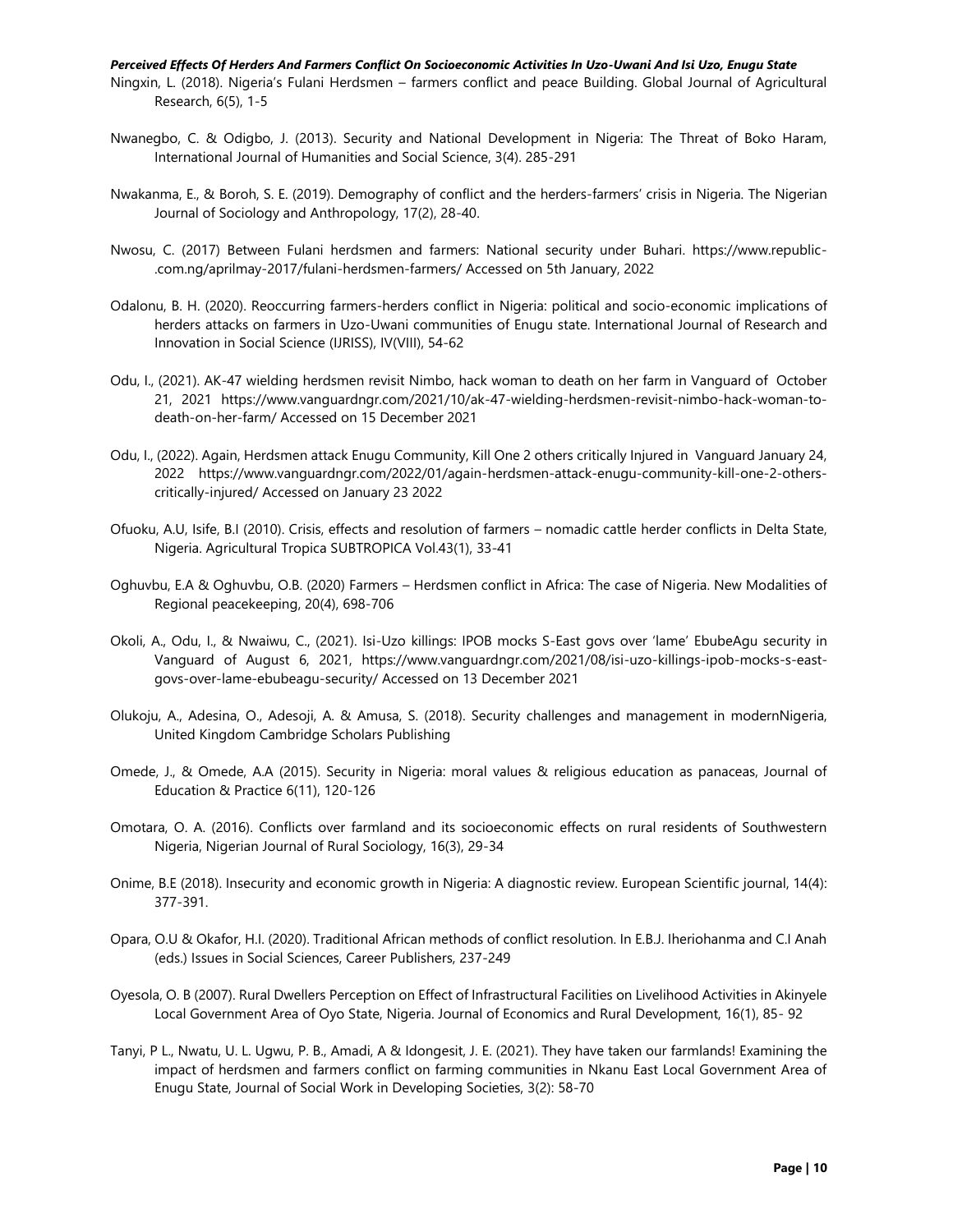Ningxin, L. (2018). Nigeria's Fulani Herdsmen – farmers conflict and peace Building. Global Journal of Agricultural Research, 6(5), 1-5

Nwanegbo, C. & Odigbo, J. (2013). Security and National Development in Nigeria: The Threat of Boko Haram, International Journal of Humanities and Social Science, 3(4). 285-291

Nwakanma, E., & Boroh, S. E. (2019). Demography of conflict and the herders-farmers' crisis in Nigeria. The Nigerian Journal of Sociology and Anthropology, 17(2), 28-40.

Nwosu, C. (2017) Between Fulani herdsmen and farmers: National security under Buhari. https://www.republic-.com.ng/aprilmay-2017/fulani-herdsmen-farmers/ Accessed on 5th January, 2022

Odalonu, B. H. (2020). Reoccurring farmers-herders conflict in Nigeria: political and socio-economic implications of herders attacks on farmers in Uzo-Uwani communities of Enugu state. International Journal of Research and Innovation in Social Science (IJRISS), IV(VIII), 54-62

Odu, I., (2021). AK-47 wielding herdsmen revisit Nimbo, hack woman to death on her farm in Vanguard of October 21, 2021 https://www.vanguardngr.com/2021/10/ak-47-wielding-herdsmen-revisit-nimbo-hack-woman-to-death-on-her-farm/ Accessed on 15 December 2021

Odu, I., (2022). Again, Herdsmen attack Enugu Community, Kill One 2 others critically Injured in Vanguard January 24, 2022 https://www.vanguardngr.com/2022/01/again-herdsmen-attack-enugu-community-kill-one-2-others-critically-injured/ Accessed on January 23 2022

Ofuoku, A.U, Isife, B.I (2010). Crisis, effects and resolution of farmers – nomadic cattle herder conflicts in Delta State, Nigeria. Agricultural Tropica SUBTROPICA Vol.43(1), 33-41

Oghuvbu, E.A & Oghuvbu, O.B. (2020) Farmers – Herdsmen conflict in Africa: The case of Nigeria. New Modalities of Regional peacekeeping, 20(4), 698-706

Okoli, A., Odu, I., & Nwaiwu, C., (2021). Isi-Uzo killings: IPOB mocks S-East govs over 'lame' EbubeAgu security in Vanguard of August 6, 2021, https://www.vanguardngr.com/2021/08/isi-uzo-killings-ipob-mocks-s-east-govs-over-lame-ebubeagu-security/ Accessed on 13 December 2021

Olukoju, A., Adesina, O., Adesoji, A. & Amusa, S. (2018). Security challenges and management in modernNigeria, United Kingdom Cambridge Scholars Publishing

Omede, J., & Omede, A.A (2015). Security in Nigeria: moral values & religious education as panaceas, Journal of Education & Practice 6(11), 120-126

Omotara, O. A. (2016). Conflicts over farmland and its socioeconomic effects on rural residents of Southwestern Nigeria, Nigerian Journal of Rural Sociology, 16(3), 29-34

Onime, B.E (2018). Insecurity and economic growth in Nigeria: A diagnostic review. European Scientific journal, 14(4): 377-391.

Opara, O.U & Okafor, H.I. (2020). Traditional African methods of conflict resolution. In E.B.J. Iheriohanma and C.I Anah (eds.) Issues in Social Sciences, Career Publishers, 237-249

Oyesola, O. B (2007). Rural Dwellers Perception on Effect of Infrastructural Facilities on Livelihood Activities in Akinyele Local Government Area of Oyo State, Nigeria. Journal of Economics and Rural Development, 16(1), 85- 92

Tanyi, P L., Nwatu, U. L. Ugwu, P. B., Amadi, A & Idongesit, J. E. (2021). They have taken our farmlands! Examining the impact of herdsmen and farmers conflict on farming communities in Nkanu East Local Government Area of Enugu State, Journal of Social Work in Developing Societies, 3(2): 58-70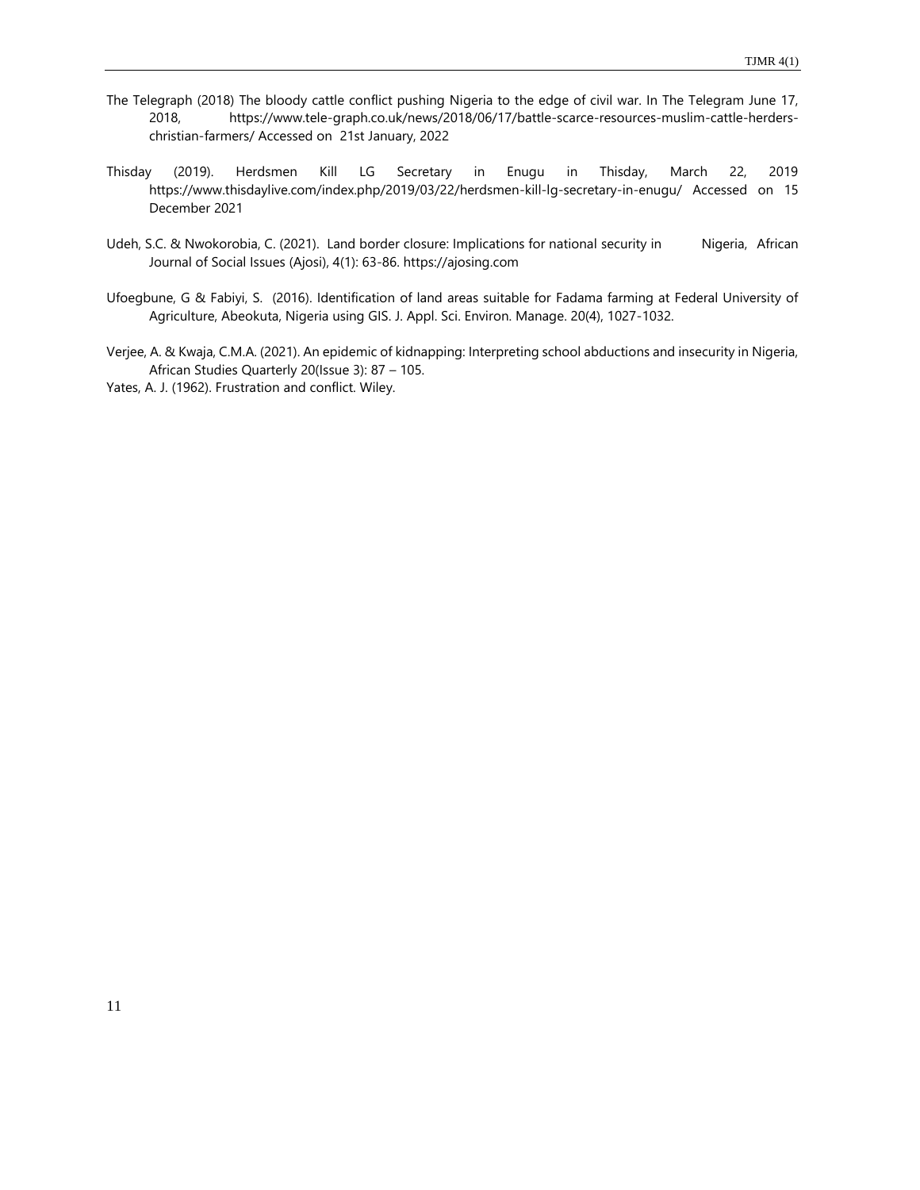The Telegraph (2018) The bloody cattle conflict pushing Nigeria to the edge of civil war. In The Telegram June 17, 2018, https://www.tele-graph.co.uk/news/2018/06/17/battle-scarce-resources-muslim-cattle-herders-christian-farmers/ Accessed on 21st January, 2022

Thisday (2019). Herdsmen Kill LG Secretary in Enugu in Thisday, March 22, 2019 https://www.thisdaylive.com/index.php/2019/03/22/herdsmen-kill-lg-secretary-in-enugu/ Accessed on 15 December 2021

Udeh, S.C. & Nwokorobia, C. (2021). Land border closure: Implications for national security in Nigeria, African Journal of Social Issues (Ajosi), 4(1): 63-86. https://ajosing.com

Ufoegbune, G & Fabiyi, S. (2016). Identification of land areas suitable for Fadama farming at Federal University of Agriculture, Abeokuta, Nigeria using GIS. J. Appl. Sci. Environ. Manage. 20(4), 1027-1032.

Verjee, A. & Kwaja, C.M.A. (2021). An epidemic of kidnapping: Interpreting school abductions and insecurity in Nigeria, African Studies Quarterly 20(Issue 3): 87 – 105.

Yates, A. J. (1962). Frustration and conflict. Wiley.